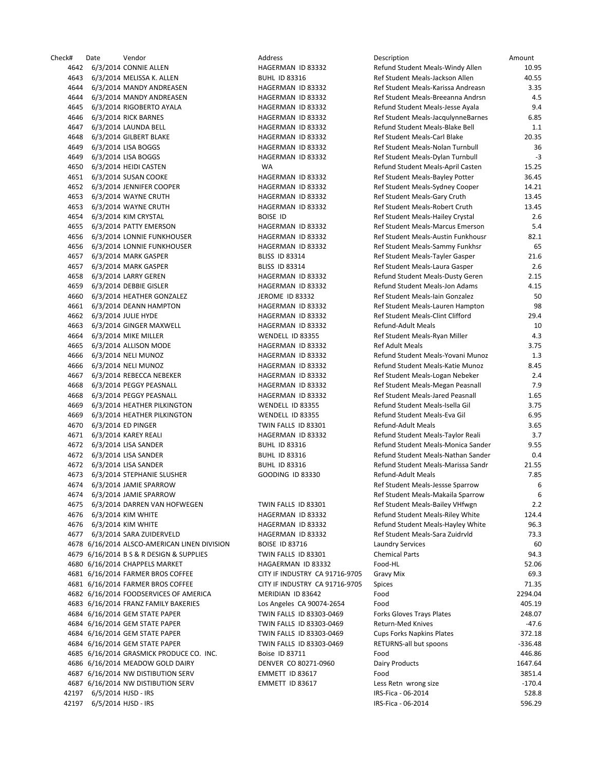| Check# | Date | Vendor | Address | Description | Amount |
|---|---|---|---|---|---|
| 4642 | 6/3/2014 | CONNIE ALLEN | HAGERMAN ID 83332 | Refund Student Meals-Windy Allen | 10.95 |
| 4643 | 6/3/2014 | MELISSA K. ALLEN | BUHL ID 83316 | Ref Student Meals-Jackson Allen | 40.55 |
| 4644 | 6/3/2014 | MANDY ANDREASEN | HAGERMAN ID 83332 | Ref Student Meals-Karissa Andreasn | 3.35 |
| 4644 | 6/3/2014 | MANDY ANDREASEN | HAGERMAN ID 83332 | Ref Student Meals-Breeanna Andrsn | 4.5 |
| 4645 | 6/3/2014 | RIGOBERTO AYALA | HAGERMAN ID 83332 | Refund Student Meals-Jesse Ayala | 9.4 |
| 4646 | 6/3/2014 | RICK BARNES | HAGERMAN ID 83332 | Ref Student Meals-JacqulynneBarnes | 6.85 |
| 4647 | 6/3/2014 | LAUNDA BELL | HAGERMAN ID 83332 | Refund Student Meals-Blake Bell | 1.1 |
| 4648 | 6/3/2014 | GILBERT BLAKE | HAGERMAN ID 83332 | Ref Student Meals-Carl Blake | 20.35 |
| 4649 | 6/3/2014 | LISA BOGGS | HAGERMAN ID 83332 | Ref Student Meals-Nolan Turnbull | 36 |
| 4649 | 6/3/2014 | LISA BOGGS | HAGERMAN ID 83332 | Ref Student Meals-Dylan Turnbull | -3 |
| 4650 | 6/3/2014 | HEIDI CASTEN | WA | Refund Student Meals-April Casten | 15.25 |
| 4651 | 6/3/2014 | SUSAN COOKE | HAGERMAN ID 83332 | Ref Student Meals-Bayley Potter | 36.45 |
| 4652 | 6/3/2014 | JENNIFER COOPER | HAGERMAN ID 83332 | Ref Student Meals-Sydney Cooper | 14.21 |
| 4653 | 6/3/2014 | WAYNE CRUTH | HAGERMAN ID 83332 | Ref Student Meals-Gary Cruth | 13.45 |
| 4653 | 6/3/2014 | WAYNE CRUTH | HAGERMAN ID 83332 | Ref Student Meals-Robert Cruth | 13.45 |
| 4654 | 6/3/2014 | KIM CRYSTAL | BOISE ID | Ref Student Meals-Hailey Crystal | 2.6 |
| 4655 | 6/3/2014 | PATTY EMERSON | HAGERMAN ID 83332 | Ref Student Meals-Marcus Emerson | 5.4 |
| 4656 | 6/3/2014 | LONNIE FUNKHOUSER | HAGERMAN ID 83332 | Ref Student Meals-Austin Funkhousr | 82.1 |
| 4656 | 6/3/2014 | LONNIE FUNKHOUSER | HAGERMAN ID 83332 | Ref Student Meals-Sammy Funkhsr | 65 |
| 4657 | 6/3/2014 | MARK GASPER | BLISS ID 83314 | Ref Student Meals-Tayler Gasper | 21.6 |
| 4657 | 6/3/2014 | MARK GASPER | BLISS ID 83314 | Ref Student Meals-Laura Gasper | 2.6 |
| 4658 | 6/3/2014 | LARRY GEREN | HAGERMAN ID 83332 | Refund Student Meals-Dusty Geren | 2.15 |
| 4659 | 6/3/2014 | DEBBIE GISLER | HAGERMAN ID 83332 | Refund Student Meals-Jon Adams | 4.15 |
| 4660 | 6/3/2014 | HEATHER GONZALEZ | JEROME ID 83332 | Ref Student Meals-Iain Gonzalez | 50 |
| 4661 | 6/3/2014 | DEANN HAMPTON | HAGERMAN ID 83332 | Ref Student Meals-Lauren Hampton | 98 |
| 4662 | 6/3/2014 | JULIE HYDE | HAGERMAN ID 83332 | Ref Student Meals-Clint Clifford | 29.4 |
| 4663 | 6/3/2014 | GINGER MAXWELL | HAGERMAN ID 83332 | Refund-Adult Meals | 10 |
| 4664 | 6/3/2014 | MIKE MILLER | WENDELL ID 83355 | Ref Student Meals-Ryan Miller | 4.3 |
| 4665 | 6/3/2014 | ALLISON MODE | HAGERMAN ID 83332 | Ref Adult Meals | 3.75 |
| 4666 | 6/3/2014 | NELI MUNOZ | HAGERMAN ID 83332 | Refund Student Meals-Yovani Munoz | 1.3 |
| 4666 | 6/3/2014 | NELI MUNOZ | HAGERMAN ID 83332 | Refund Student Meals-Katie Munoz | 8.45 |
| 4667 | 6/3/2014 | REBECCA NEBEKER | HAGERMAN ID 83332 | Ref Student Meals-Logan Nebeker | 2.4 |
| 4668 | 6/3/2014 | PEGGY PEASNALL | HAGERMAN ID 83332 | Ref Student Meals-Megan Peasnall | 7.9 |
| 4668 | 6/3/2014 | PEGGY PEASNALL | HAGERMAN ID 83332 | Ref Student Meals-Jared Peasnall | 1.65 |
| 4669 | 6/3/2014 | HEATHER PILKINGTON | WENDELL ID 83355 | Refund Student Meals-Isella Gil | 3.75 |
| 4669 | 6/3/2014 | HEATHER PILKINGTON | WENDELL ID 83355 | Refund Student Meals-Eva Gil | 6.95 |
| 4670 | 6/3/2014 | ED PINGER | TWIN FALLS ID 83301 | Refund-Adult Meals | 3.65 |
| 4671 | 6/3/2014 | KAREY REALI | HAGERMAN ID 83332 | Refund Student Meals-Taylor Reali | 3.7 |
| 4672 | 6/3/2014 | LISA SANDER | BUHL ID 83316 | Refund Student Meals-Monica Sander | 9.55 |
| 4672 | 6/3/2014 | LISA SANDER | BUHL ID 83316 | Refund Student Meals-Nathan Sander | 0.4 |
| 4672 | 6/3/2014 | LISA SANDER | BUHL ID 83316 | Refund Student Meals-Marissa Sandr | 21.55 |
| 4673 | 6/3/2014 | STEPHANIE SLUSHER | GOODING ID 83330 | Refund-Adult Meals | 7.85 |
| 4674 | 6/3/2014 | JAMIE SPARROW | | Ref Student Meals-Jessse Sparrow | 6 |
| 4674 | 6/3/2014 | JAMIE SPARROW | | Ref Student Meals-Makaila Sparrow | 6 |
| 4675 | 6/3/2014 | DARREN VAN HOFWEGEN | TWIN FALLS ID 83301 | Ref Student Meals-Bailey VHfwgn | 2.2 |
| 4676 | 6/3/2014 | KIM WHITE | HAGERMAN ID 83332 | Refund Student Meals-Riley White | 124.4 |
| 4676 | 6/3/2014 | KIM WHITE | HAGERMAN ID 83332 | Refund Student Meals-Hayley White | 96.3 |
| 4677 | 6/3/2014 | SARA ZUIDERVELD | HAGERMAN ID 83332 | Ref Student Meals-Sara Zuidrvld | 73.3 |
| 4678 | 6/16/2014 | ALSCO-AMERICAN LINEN DIVISION | BOISE ID 83716 | Laundry Services | 60 |
| 4679 | 6/16/2014 | B S & R DESIGN & SUPPLIES | TWIN FALLS ID 83301 | Chemical Parts | 94.3 |
| 4680 | 6/16/2014 | CHAPPELS MARKET | HAGAERMAN ID 83332 | Food-HL | 52.06 |
| 4681 | 6/16/2014 | FARMER BROS COFFEE | CITY IF INDUSTRY CA 91716-9705 | Gravy Mix | 69.3 |
| 4681 | 6/16/2014 | FARMER BROS COFFEE | CITY IF INDUSTRY CA 91716-9705 | Spices | 71.35 |
| 4682 | 6/16/2014 | FOODSERVICES OF AMERICA | MERIDIAN ID 83642 | Food | 2294.04 |
| 4683 | 6/16/2014 | FRANZ FAMILY BAKERIES | Los Angeles CA 90074-2654 | Food | 405.19 |
| 4684 | 6/16/2014 | GEM STATE PAPER | TWIN FALLS ID 83303-0469 | Forks Gloves Trays Plates | 248.07 |
| 4684 | 6/16/2014 | GEM STATE PAPER | TWIN FALLS ID 83303-0469 | Return-Med Knives | -47.6 |
| 4684 | 6/16/2014 | GEM STATE PAPER | TWIN FALLS ID 83303-0469 | Cups Forks Napkins Plates | 372.18 |
| 4684 | 6/16/2014 | GEM STATE PAPER | TWIN FALLS ID 83303-0469 | RETURNS-all but spoons | -336.48 |
| 4685 | 6/16/2014 | GRASMICK PRODUCE CO. INC. | Boise ID 83711 | Food | 446.86 |
| 4686 | 6/16/2014 | MEADOW GOLD DAIRY | DENVER CO 80271-0960 | Dairy Products | 1647.64 |
| 4687 | 6/16/2014 | NW DISTIBUTION SERV | EMMETT ID 83617 | Food | 3851.4 |
| 4687 | 6/16/2014 | NW DISTIBUTION SERV | EMMETT ID 83617 | Less Retn wrong size | -170.4 |
| 42197 | 6/5/2014 | HJSD - IRS | | IRS-Fica - 06-2014 | 528.8 |
| 42197 | 6/5/2014 | HJSD - IRS | | IRS-Fica - 06-2014 | 596.29 |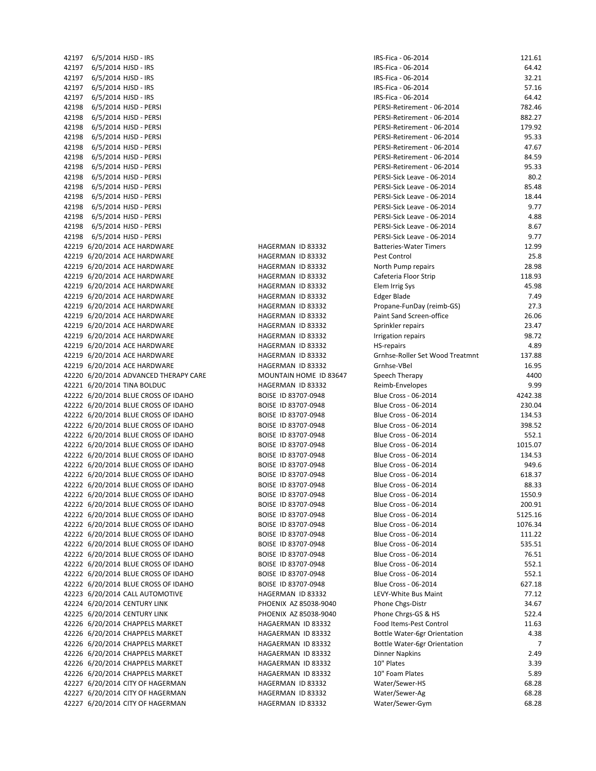| | | | | | |
|---|---|---|---|---|---|
| 42197 | 6/5/2014 | HJSD - IRS | | IRS-Fica - 06-2014 | 121.61 |
| 42197 | 6/5/2014 | HJSD - IRS | | IRS-Fica - 06-2014 | 64.42 |
| 42197 | 6/5/2014 | HJSD - IRS | | IRS-Fica - 06-2014 | 32.21 |
| 42197 | 6/5/2014 | HJSD - IRS | | IRS-Fica - 06-2014 | 57.16 |
| 42197 | 6/5/2014 | HJSD - IRS | | IRS-Fica - 06-2014 | 64.42 |
| 42198 | 6/5/2014 | HJSD - PERSI | | PERSI-Retirement - 06-2014 | 782.46 |
| 42198 | 6/5/2014 | HJSD - PERSI | | PERSI-Retirement - 06-2014 | 882.27 |
| 42198 | 6/5/2014 | HJSD - PERSI | | PERSI-Retirement - 06-2014 | 179.92 |
| 42198 | 6/5/2014 | HJSD - PERSI | | PERSI-Retirement - 06-2014 | 95.33 |
| 42198 | 6/5/2014 | HJSD - PERSI | | PERSI-Retirement - 06-2014 | 47.67 |
| 42198 | 6/5/2014 | HJSD - PERSI | | PERSI-Retirement - 06-2014 | 84.59 |
| 42198 | 6/5/2014 | HJSD - PERSI | | PERSI-Retirement - 06-2014 | 95.33 |
| 42198 | 6/5/2014 | HJSD - PERSI | | PERSI-Sick Leave - 06-2014 | 80.2 |
| 42198 | 6/5/2014 | HJSD - PERSI | | PERSI-Sick Leave - 06-2014 | 85.48 |
| 42198 | 6/5/2014 | HJSD - PERSI | | PERSI-Sick Leave - 06-2014 | 18.44 |
| 42198 | 6/5/2014 | HJSD - PERSI | | PERSI-Sick Leave - 06-2014 | 9.77 |
| 42198 | 6/5/2014 | HJSD - PERSI | | PERSI-Sick Leave - 06-2014 | 4.88 |
| 42198 | 6/5/2014 | HJSD - PERSI | | PERSI-Sick Leave - 06-2014 | 8.67 |
| 42198 | 6/5/2014 | HJSD - PERSI | | PERSI-Sick Leave - 06-2014 | 9.77 |
| 42219 | 6/20/2014 | ACE HARDWARE | HAGERMAN ID 83332 | Batteries-Water Timers | 12.99 |
| 42219 | 6/20/2014 | ACE HARDWARE | HAGERMAN ID 83332 | Pest Control | 25.8 |
| 42219 | 6/20/2014 | ACE HARDWARE | HAGERMAN ID 83332 | North Pump repairs | 28.98 |
| 42219 | 6/20/2014 | ACE HARDWARE | HAGERMAN ID 83332 | Cafeteria Floor Strip | 118.93 |
| 42219 | 6/20/2014 | ACE HARDWARE | HAGERMAN ID 83332 | Elem Irrig Sys | 45.98 |
| 42219 | 6/20/2014 | ACE HARDWARE | HAGERMAN ID 83332 | Edger Blade | 7.49 |
| 42219 | 6/20/2014 | ACE HARDWARE | HAGERMAN ID 83332 | Propane-FunDay (reimb-GS) | 27.3 |
| 42219 | 6/20/2014 | ACE HARDWARE | HAGERMAN ID 83332 | Paint Sand Screen-office | 26.06 |
| 42219 | 6/20/2014 | ACE HARDWARE | HAGERMAN ID 83332 | Sprinkler repairs | 23.47 |
| 42219 | 6/20/2014 | ACE HARDWARE | HAGERMAN ID 83332 | Irrigation repairs | 98.72 |
| 42219 | 6/20/2014 | ACE HARDWARE | HAGERMAN ID 83332 | HS-repairs | 4.89 |
| 42219 | 6/20/2014 | ACE HARDWARE | HAGERMAN ID 83332 | Grnhse-Roller Set Wood Treatmnt | 137.88 |
| 42219 | 6/20/2014 | ACE HARDWARE | HAGERMAN ID 83332 | Grnhse-VBel | 16.95 |
| 42220 | 6/20/2014 | ADVANCED THERAPY CARE | MOUNTAIN HOME ID 83647 | Speech Therapy | 4400 |
| 42221 | 6/20/2014 | TINA BOLDUC | HAGERMAN ID 83332 | Reimb-Envelopes | 9.99 |
| 42222 | 6/20/2014 | BLUE CROSS OF IDAHO | BOISE ID 83707-0948 | Blue Cross - 06-2014 | 4242.38 |
| 42222 | 6/20/2014 | BLUE CROSS OF IDAHO | BOISE ID 83707-0948 | Blue Cross - 06-2014 | 230.04 |
| 42222 | 6/20/2014 | BLUE CROSS OF IDAHO | BOISE ID 83707-0948 | Blue Cross - 06-2014 | 134.53 |
| 42222 | 6/20/2014 | BLUE CROSS OF IDAHO | BOISE ID 83707-0948 | Blue Cross - 06-2014 | 398.52 |
| 42222 | 6/20/2014 | BLUE CROSS OF IDAHO | BOISE ID 83707-0948 | Blue Cross - 06-2014 | 552.1 |
| 42222 | 6/20/2014 | BLUE CROSS OF IDAHO | BOISE ID 83707-0948 | Blue Cross - 06-2014 | 1015.07 |
| 42222 | 6/20/2014 | BLUE CROSS OF IDAHO | BOISE ID 83707-0948 | Blue Cross - 06-2014 | 134.53 |
| 42222 | 6/20/2014 | BLUE CROSS OF IDAHO | BOISE ID 83707-0948 | Blue Cross - 06-2014 | 949.6 |
| 42222 | 6/20/2014 | BLUE CROSS OF IDAHO | BOISE ID 83707-0948 | Blue Cross - 06-2014 | 618.37 |
| 42222 | 6/20/2014 | BLUE CROSS OF IDAHO | BOISE ID 83707-0948 | Blue Cross - 06-2014 | 88.33 |
| 42222 | 6/20/2014 | BLUE CROSS OF IDAHO | BOISE ID 83707-0948 | Blue Cross - 06-2014 | 1550.9 |
| 42222 | 6/20/2014 | BLUE CROSS OF IDAHO | BOISE ID 83707-0948 | Blue Cross - 06-2014 | 200.91 |
| 42222 | 6/20/2014 | BLUE CROSS OF IDAHO | BOISE ID 83707-0948 | Blue Cross - 06-2014 | 5125.16 |
| 42222 | 6/20/2014 | BLUE CROSS OF IDAHO | BOISE ID 83707-0948 | Blue Cross - 06-2014 | 1076.34 |
| 42222 | 6/20/2014 | BLUE CROSS OF IDAHO | BOISE ID 83707-0948 | Blue Cross - 06-2014 | 111.22 |
| 42222 | 6/20/2014 | BLUE CROSS OF IDAHO | BOISE ID 83707-0948 | Blue Cross - 06-2014 | 535.51 |
| 42222 | 6/20/2014 | BLUE CROSS OF IDAHO | BOISE ID 83707-0948 | Blue Cross - 06-2014 | 76.51 |
| 42222 | 6/20/2014 | BLUE CROSS OF IDAHO | BOISE ID 83707-0948 | Blue Cross - 06-2014 | 552.1 |
| 42222 | 6/20/2014 | BLUE CROSS OF IDAHO | BOISE ID 83707-0948 | Blue Cross - 06-2014 | 552.1 |
| 42222 | 6/20/2014 | BLUE CROSS OF IDAHO | BOISE ID 83707-0948 | Blue Cross - 06-2014 | 627.18 |
| 42223 | 6/20/2014 | CALL AUTOMOTIVE | HAGERMAN ID 83332 | LEVY-White Bus Maint | 77.12 |
| 42224 | 6/20/2014 | CENTURY LINK | PHOENIX AZ 85038-9040 | Phone Chgs-Distr | 34.67 |
| 42225 | 6/20/2014 | CENTURY LINK | PHOENIX AZ 85038-9040 | Phone Chrgs-GS & HS | 522.4 |
| 42226 | 6/20/2014 | CHAPPELS MARKET | HAGAERMAN ID 83332 | Food Items-Pest Control | 11.63 |
| 42226 | 6/20/2014 | CHAPPELS MARKET | HAGAERMAN ID 83332 | Bottle Water-6gr Orientation | 4.38 |
| 42226 | 6/20/2014 | CHAPPELS MARKET | HAGAERMAN ID 83332 | Bottle Water-6gr Orientation | 7 |
| 42226 | 6/20/2014 | CHAPPELS MARKET | HAGAERMAN ID 83332 | Dinner Napkins | 2.49 |
| 42226 | 6/20/2014 | CHAPPELS MARKET | HAGAERMAN ID 83332 | 10" Plates | 3.39 |
| 42226 | 6/20/2014 | CHAPPELS MARKET | HAGAERMAN ID 83332 | 10" Foam Plates | 5.89 |
| 42227 | 6/20/2014 | CITY OF HAGERMAN | HAGERMAN ID 83332 | Water/Sewer-HS | 68.28 |
| 42227 | 6/20/2014 | CITY OF HAGERMAN | HAGERMAN ID 83332 | Water/Sewer-Ag | 68.28 |
| 42227 | 6/20/2014 | CITY OF HAGERMAN | HAGERMAN ID 83332 | Water/Sewer-Gym | 68.28 |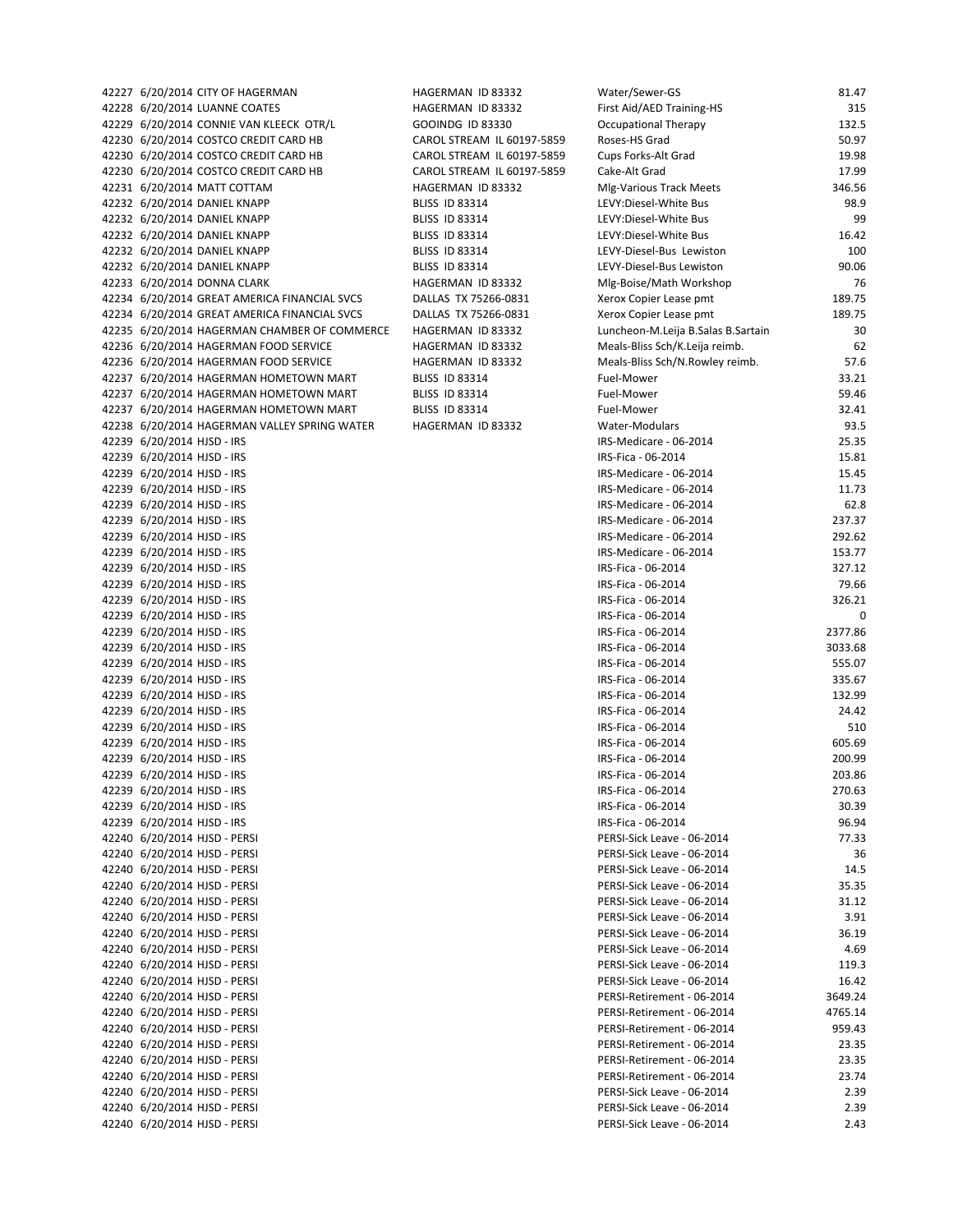| | | | | | |
|---|---|---|---|---|---|
| 42227 | 6/20/2014 | CITY OF HAGERMAN | HAGERMAN ID 83332 | Water/Sewer-GS | 81.47 |
| 42228 | 6/20/2014 | LUANNE COATES | HAGERMAN ID 83332 | First Aid/AED Training-HS | 315 |
| 42229 | 6/20/2014 | CONNIE VAN KLEECK OTR/L | GOOINDG ID 83330 | Occupational Therapy | 132.5 |
| 42230 | 6/20/2014 | COSTCO CREDIT CARD HB | CAROL STREAM IL 60197-5859 | Roses-HS Grad | 50.97 |
| 42230 | 6/20/2014 | COSTCO CREDIT CARD HB | CAROL STREAM IL 60197-5859 | Cups Forks-Alt Grad | 19.98 |
| 42230 | 6/20/2014 | COSTCO CREDIT CARD HB | CAROL STREAM IL 60197-5859 | Cake-Alt Grad | 17.99 |
| 42231 | 6/20/2014 | MATT COTTAM | HAGERMAN ID 83332 | Mlg-Various Track Meets | 346.56 |
| 42232 | 6/20/2014 | DANIEL KNAPP | BLISS ID 83314 | LEVY:Diesel-White Bus | 98.9 |
| 42232 | 6/20/2014 | DANIEL KNAPP | BLISS ID 83314 | LEVY:Diesel-White Bus | 99 |
| 42232 | 6/20/2014 | DANIEL KNAPP | BLISS ID 83314 | LEVY:Diesel-White Bus | 16.42 |
| 42232 | 6/20/2014 | DANIEL KNAPP | BLISS ID 83314 | LEVY-Diesel-Bus Lewiston | 100 |
| 42232 | 6/20/2014 | DANIEL KNAPP | BLISS ID 83314 | LEVY-Diesel-Bus Lewiston | 90.06 |
| 42233 | 6/20/2014 | DONNA CLARK | HAGERMAN ID 83332 | Mlg-Boise/Math Workshop | 76 |
| 42234 | 6/20/2014 | GREAT AMERICA FINANCIAL SVCS | DALLAS TX 75266-0831 | Xerox Copier Lease pmt | 189.75 |
| 42234 | 6/20/2014 | GREAT AMERICA FINANCIAL SVCS | DALLAS TX 75266-0831 | Xerox Copier Lease pmt | 189.75 |
| 42235 | 6/20/2014 | HAGERMAN CHAMBER OF COMMERCE | HAGERMAN ID 83332 | Luncheon-M.Leija B.Salas B.Sartain | 30 |
| 42236 | 6/20/2014 | HAGERMAN FOOD SERVICE | HAGERMAN ID 83332 | Meals-Bliss Sch/K.Leija reimb. | 62 |
| 42236 | 6/20/2014 | HAGERMAN FOOD SERVICE | HAGERMAN ID 83332 | Meals-Bliss Sch/N.Rowley reimb. | 57.6 |
| 42237 | 6/20/2014 | HAGERMAN HOMETOWN MART | BLISS ID 83314 | Fuel-Mower | 33.21 |
| 42237 | 6/20/2014 | HAGERMAN HOMETOWN MART | BLISS ID 83314 | Fuel-Mower | 59.46 |
| 42237 | 6/20/2014 | HAGERMAN HOMETOWN MART | BLISS ID 83314 | Fuel-Mower | 32.41 |
| 42238 | 6/20/2014 | HAGERMAN VALLEY SPRING WATER | HAGERMAN ID 83332 | Water-Modulars | 93.5 |
| 42239 | 6/20/2014 | HJSD - IRS | | IRS-Medicare - 06-2014 | 25.35 |
| 42239 | 6/20/2014 | HJSD - IRS | | IRS-Fica - 06-2014 | 15.81 |
| 42239 | 6/20/2014 | HJSD - IRS | | IRS-Medicare - 06-2014 | 15.45 |
| 42239 | 6/20/2014 | HJSD - IRS | | IRS-Medicare - 06-2014 | 11.73 |
| 42239 | 6/20/2014 | HJSD - IRS | | IRS-Medicare - 06-2014 | 62.8 |
| 42239 | 6/20/2014 | HJSD - IRS | | IRS-Medicare - 06-2014 | 237.37 |
| 42239 | 6/20/2014 | HJSD - IRS | | IRS-Medicare - 06-2014 | 292.62 |
| 42239 | 6/20/2014 | HJSD - IRS | | IRS-Medicare - 06-2014 | 153.77 |
| 42239 | 6/20/2014 | HJSD - IRS | | IRS-Fica - 06-2014 | 327.12 |
| 42239 | 6/20/2014 | HJSD - IRS | | IRS-Fica - 06-2014 | 79.66 |
| 42239 | 6/20/2014 | HJSD - IRS | | IRS-Fica - 06-2014 | 326.21 |
| 42239 | 6/20/2014 | HJSD - IRS | | IRS-Fica - 06-2014 | 0 |
| 42239 | 6/20/2014 | HJSD - IRS | | IRS-Fica - 06-2014 | 2377.86 |
| 42239 | 6/20/2014 | HJSD - IRS | | IRS-Fica - 06-2014 | 3033.68 |
| 42239 | 6/20/2014 | HJSD - IRS | | IRS-Fica - 06-2014 | 555.07 |
| 42239 | 6/20/2014 | HJSD - IRS | | IRS-Fica - 06-2014 | 335.67 |
| 42239 | 6/20/2014 | HJSD - IRS | | IRS-Fica - 06-2014 | 132.99 |
| 42239 | 6/20/2014 | HJSD - IRS | | IRS-Fica - 06-2014 | 24.42 |
| 42239 | 6/20/2014 | HJSD - IRS | | IRS-Fica - 06-2014 | 510 |
| 42239 | 6/20/2014 | HJSD - IRS | | IRS-Fica - 06-2014 | 605.69 |
| 42239 | 6/20/2014 | HJSD - IRS | | IRS-Fica - 06-2014 | 200.99 |
| 42239 | 6/20/2014 | HJSD - IRS | | IRS-Fica - 06-2014 | 203.86 |
| 42239 | 6/20/2014 | HJSD - IRS | | IRS-Fica - 06-2014 | 270.63 |
| 42239 | 6/20/2014 | HJSD - IRS | | IRS-Fica - 06-2014 | 30.39 |
| 42239 | 6/20/2014 | HJSD - IRS | | IRS-Fica - 06-2014 | 96.94 |
| 42240 | 6/20/2014 | HJSD - PERSI | | PERSI-Sick Leave - 06-2014 | 77.33 |
| 42240 | 6/20/2014 | HJSD - PERSI | | PERSI-Sick Leave - 06-2014 | 36 |
| 42240 | 6/20/2014 | HJSD - PERSI | | PERSI-Sick Leave - 06-2014 | 14.5 |
| 42240 | 6/20/2014 | HJSD - PERSI | | PERSI-Sick Leave - 06-2014 | 35.35 |
| 42240 | 6/20/2014 | HJSD - PERSI | | PERSI-Sick Leave - 06-2014 | 31.12 |
| 42240 | 6/20/2014 | HJSD - PERSI | | PERSI-Sick Leave - 06-2014 | 3.91 |
| 42240 | 6/20/2014 | HJSD - PERSI | | PERSI-Sick Leave - 06-2014 | 36.19 |
| 42240 | 6/20/2014 | HJSD - PERSI | | PERSI-Sick Leave - 06-2014 | 4.69 |
| 42240 | 6/20/2014 | HJSD - PERSI | | PERSI-Sick Leave - 06-2014 | 119.3 |
| 42240 | 6/20/2014 | HJSD - PERSI | | PERSI-Sick Leave - 06-2014 | 16.42 |
| 42240 | 6/20/2014 | HJSD - PERSI | | PERSI-Retirement - 06-2014 | 3649.24 |
| 42240 | 6/20/2014 | HJSD - PERSI | | PERSI-Retirement - 06-2014 | 4765.14 |
| 42240 | 6/20/2014 | HJSD - PERSI | | PERSI-Retirement - 06-2014 | 959.43 |
| 42240 | 6/20/2014 | HJSD - PERSI | | PERSI-Retirement - 06-2014 | 23.35 |
| 42240 | 6/20/2014 | HJSD - PERSI | | PERSI-Retirement - 06-2014 | 23.35 |
| 42240 | 6/20/2014 | HJSD - PERSI | | PERSI-Retirement - 06-2014 | 23.74 |
| 42240 | 6/20/2014 | HJSD - PERSI | | PERSI-Sick Leave - 06-2014 | 2.39 |
| 42240 | 6/20/2014 | HJSD - PERSI | | PERSI-Sick Leave - 06-2014 | 2.39 |
| 42240 | 6/20/2014 | HJSD - PERSI | | PERSI-Sick Leave - 06-2014 | 2.43 |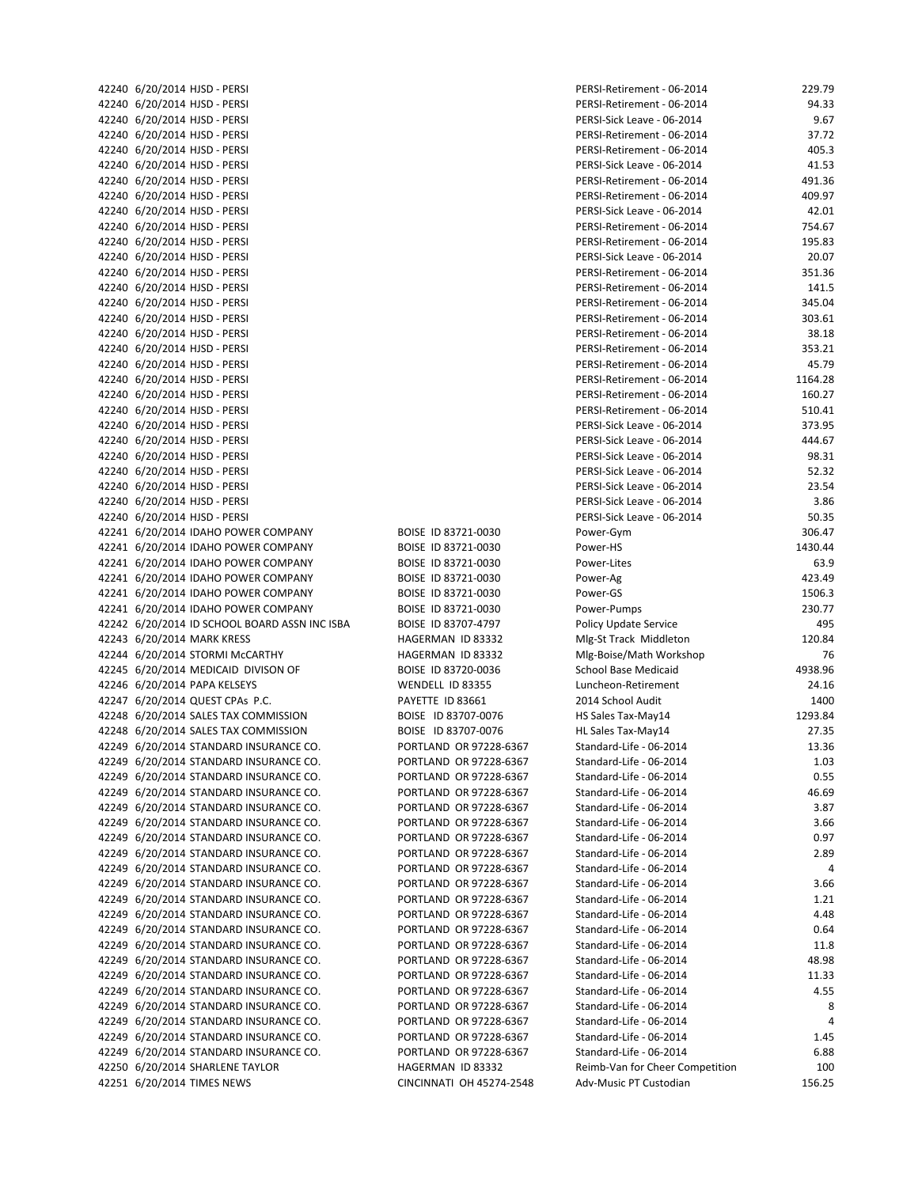| | | | | | |
|---|---|---|---|---|---|
| 42240 | 6/20/2014 | HJSD - PERSI | | PERSI-Retirement - 06-2014 | 229.79 |
| 42240 | 6/20/2014 | HJSD - PERSI | | PERSI-Retirement - 06-2014 | 94.33 |
| 42240 | 6/20/2014 | HJSD - PERSI | | PERSI-Sick Leave - 06-2014 | 9.67 |
| 42240 | 6/20/2014 | HJSD - PERSI | | PERSI-Retirement - 06-2014 | 37.72 |
| 42240 | 6/20/2014 | HJSD - PERSI | | PERSI-Retirement - 06-2014 | 405.3 |
| 42240 | 6/20/2014 | HJSD - PERSI | | PERSI-Sick Leave - 06-2014 | 41.53 |
| 42240 | 6/20/2014 | HJSD - PERSI | | PERSI-Retirement - 06-2014 | 491.36 |
| 42240 | 6/20/2014 | HJSD - PERSI | | PERSI-Retirement - 06-2014 | 409.97 |
| 42240 | 6/20/2014 | HJSD - PERSI | | PERSI-Sick Leave - 06-2014 | 42.01 |
| 42240 | 6/20/2014 | HJSD - PERSI | | PERSI-Retirement - 06-2014 | 754.67 |
| 42240 | 6/20/2014 | HJSD - PERSI | | PERSI-Retirement - 06-2014 | 195.83 |
| 42240 | 6/20/2014 | HJSD - PERSI | | PERSI-Sick Leave - 06-2014 | 20.07 |
| 42240 | 6/20/2014 | HJSD - PERSI | | PERSI-Retirement - 06-2014 | 351.36 |
| 42240 | 6/20/2014 | HJSD - PERSI | | PERSI-Retirement - 06-2014 | 141.5 |
| 42240 | 6/20/2014 | HJSD - PERSI | | PERSI-Retirement - 06-2014 | 345.04 |
| 42240 | 6/20/2014 | HJSD - PERSI | | PERSI-Retirement - 06-2014 | 303.61 |
| 42240 | 6/20/2014 | HJSD - PERSI | | PERSI-Retirement - 06-2014 | 38.18 |
| 42240 | 6/20/2014 | HJSD - PERSI | | PERSI-Retirement - 06-2014 | 353.21 |
| 42240 | 6/20/2014 | HJSD - PERSI | | PERSI-Retirement - 06-2014 | 45.79 |
| 42240 | 6/20/2014 | HJSD - PERSI | | PERSI-Retirement - 06-2014 | 1164.28 |
| 42240 | 6/20/2014 | HJSD - PERSI | | PERSI-Retirement - 06-2014 | 160.27 |
| 42240 | 6/20/2014 | HJSD - PERSI | | PERSI-Retirement - 06-2014 | 510.41 |
| 42240 | 6/20/2014 | HJSD - PERSI | | PERSI-Sick Leave - 06-2014 | 373.95 |
| 42240 | 6/20/2014 | HJSD - PERSI | | PERSI-Sick Leave - 06-2014 | 444.67 |
| 42240 | 6/20/2014 | HJSD - PERSI | | PERSI-Sick Leave - 06-2014 | 98.31 |
| 42240 | 6/20/2014 | HJSD - PERSI | | PERSI-Sick Leave - 06-2014 | 52.32 |
| 42240 | 6/20/2014 | HJSD - PERSI | | PERSI-Sick Leave - 06-2014 | 23.54 |
| 42240 | 6/20/2014 | HJSD - PERSI | | PERSI-Sick Leave - 06-2014 | 3.86 |
| 42240 | 6/20/2014 | HJSD - PERSI | | PERSI-Sick Leave - 06-2014 | 50.35 |
| 42241 | 6/20/2014 | IDAHO POWER COMPANY | BOISE ID 83721-0030 | Power-Gym | 306.47 |
| 42241 | 6/20/2014 | IDAHO POWER COMPANY | BOISE ID 83721-0030 | Power-HS | 1430.44 |
| 42241 | 6/20/2014 | IDAHO POWER COMPANY | BOISE ID 83721-0030 | Power-Lites | 63.9 |
| 42241 | 6/20/2014 | IDAHO POWER COMPANY | BOISE ID 83721-0030 | Power-Ag | 423.49 |
| 42241 | 6/20/2014 | IDAHO POWER COMPANY | BOISE ID 83721-0030 | Power-GS | 1506.3 |
| 42241 | 6/20/2014 | IDAHO POWER COMPANY | BOISE ID 83721-0030 | Power-Pumps | 230.77 |
| 42242 | 6/20/2014 | ID SCHOOL BOARD ASSN INC ISBA | BOISE ID 83707-4797 | Policy Update Service | 495 |
| 42243 | 6/20/2014 | MARK KRESS | HAGERMAN ID 83332 | Mlg-St Track Middleton | 120.84 |
| 42244 | 6/20/2014 | STORMI McCARTHY | HAGERMAN ID 83332 | Mlg-Boise/Math Workshop | 76 |
| 42245 | 6/20/2014 | MEDICAID DIVISON OF | BOISE ID 83720-0036 | School Base Medicaid | 4938.96 |
| 42246 | 6/20/2014 | PAPA KELSEYS | WENDELL ID 83355 | Luncheon-Retirement | 24.16 |
| 42247 | 6/20/2014 | QUEST CPAs P.C. | PAYETTE ID 83661 | 2014 School Audit | 1400 |
| 42248 | 6/20/2014 | SALES TAX COMMISSION | BOISE ID 83707-0076 | HS Sales Tax-May14 | 1293.84 |
| 42248 | 6/20/2014 | SALES TAX COMMISSION | BOISE ID 83707-0076 | HL Sales Tax-May14 | 27.35 |
| 42249 | 6/20/2014 | STANDARD INSURANCE CO. | PORTLAND OR 97228-6367 | Standard-Life - 06-2014 | 13.36 |
| 42249 | 6/20/2014 | STANDARD INSURANCE CO. | PORTLAND OR 97228-6367 | Standard-Life - 06-2014 | 1.03 |
| 42249 | 6/20/2014 | STANDARD INSURANCE CO. | PORTLAND OR 97228-6367 | Standard-Life - 06-2014 | 0.55 |
| 42249 | 6/20/2014 | STANDARD INSURANCE CO. | PORTLAND OR 97228-6367 | Standard-Life - 06-2014 | 46.69 |
| 42249 | 6/20/2014 | STANDARD INSURANCE CO. | PORTLAND OR 97228-6367 | Standard-Life - 06-2014 | 3.87 |
| 42249 | 6/20/2014 | STANDARD INSURANCE CO. | PORTLAND OR 97228-6367 | Standard-Life - 06-2014 | 3.66 |
| 42249 | 6/20/2014 | STANDARD INSURANCE CO. | PORTLAND OR 97228-6367 | Standard-Life - 06-2014 | 0.97 |
| 42249 | 6/20/2014 | STANDARD INSURANCE CO. | PORTLAND OR 97228-6367 | Standard-Life - 06-2014 | 2.89 |
| 42249 | 6/20/2014 | STANDARD INSURANCE CO. | PORTLAND OR 97228-6367 | Standard-Life - 06-2014 | 4 |
| 42249 | 6/20/2014 | STANDARD INSURANCE CO. | PORTLAND OR 97228-6367 | Standard-Life - 06-2014 | 3.66 |
| 42249 | 6/20/2014 | STANDARD INSURANCE CO. | PORTLAND OR 97228-6367 | Standard-Life - 06-2014 | 1.21 |
| 42249 | 6/20/2014 | STANDARD INSURANCE CO. | PORTLAND OR 97228-6367 | Standard-Life - 06-2014 | 4.48 |
| 42249 | 6/20/2014 | STANDARD INSURANCE CO. | PORTLAND OR 97228-6367 | Standard-Life - 06-2014 | 0.64 |
| 42249 | 6/20/2014 | STANDARD INSURANCE CO. | PORTLAND OR 97228-6367 | Standard-Life - 06-2014 | 11.8 |
| 42249 | 6/20/2014 | STANDARD INSURANCE CO. | PORTLAND OR 97228-6367 | Standard-Life - 06-2014 | 48.98 |
| 42249 | 6/20/2014 | STANDARD INSURANCE CO. | PORTLAND OR 97228-6367 | Standard-Life - 06-2014 | 11.33 |
| 42249 | 6/20/2014 | STANDARD INSURANCE CO. | PORTLAND OR 97228-6367 | Standard-Life - 06-2014 | 4.55 |
| 42249 | 6/20/2014 | STANDARD INSURANCE CO. | PORTLAND OR 97228-6367 | Standard-Life - 06-2014 | 8 |
| 42249 | 6/20/2014 | STANDARD INSURANCE CO. | PORTLAND OR 97228-6367 | Standard-Life - 06-2014 | 4 |
| 42249 | 6/20/2014 | STANDARD INSURANCE CO. | PORTLAND OR 97228-6367 | Standard-Life - 06-2014 | 1.45 |
| 42249 | 6/20/2014 | STANDARD INSURANCE CO. | PORTLAND OR 97228-6367 | Standard-Life - 06-2014 | 6.88 |
| 42250 | 6/20/2014 | SHARLENE TAYLOR | HAGERMAN ID 83332 | Reimb-Van for Cheer Competition | 100 |
| 42251 | 6/20/2014 | TIMES NEWS | CINCINNATI OH 45274-2548 | Adv-Music PT Custodian | 156.25 |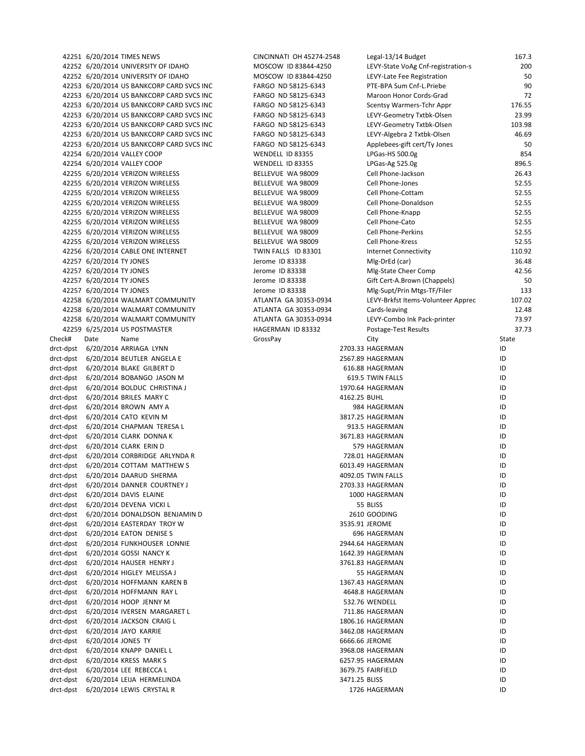| | | | | | |
|---|---|---|---|---|---|
| 42251 | 6/20/2014 | TIMES NEWS | CINCINNATI OH 45274-2548 | Legal-13/14 Budget | 167.3 |
| 42252 | 6/20/2014 | UNIVERSITY OF IDAHO | MOSCOW ID 83844-4250 | LEVY-State VoAg Cnf-registration-s | 200 |
| 42252 | 6/20/2014 | UNIVERSITY OF IDAHO | MOSCOW ID 83844-4250 | LEVY-Late Fee Registration | 50 |
| 42253 | 6/20/2014 | US BANKCORP CARD SVCS INC | FARGO ND 58125-6343 | PTE-BPA Sum Cnf-L.Priebe | 90 |
| 42253 | 6/20/2014 | US BANKCORP CARD SVCS INC | FARGO ND 58125-6343 | Maroon Honor Cords-Grad | 72 |
| 42253 | 6/20/2014 | US BANKCORP CARD SVCS INC | FARGO ND 58125-6343 | Scentsy Warmers-Tchr Appr | 176.55 |
| 42253 | 6/20/2014 | US BANKCORP CARD SVCS INC | FARGO ND 58125-6343 | LEVY-Geometry Txtbk-Olsen | 23.99 |
| 42253 | 6/20/2014 | US BANKCORP CARD SVCS INC | FARGO ND 58125-6343 | LEVY-Geometry Txtbk-Olsen | 103.98 |
| 42253 | 6/20/2014 | US BANKCORP CARD SVCS INC | FARGO ND 58125-6343 | LEVY-Algebra 2 Txtbk-Olsen | 46.69 |
| 42253 | 6/20/2014 | US BANKCORP CARD SVCS INC | FARGO ND 58125-6343 | Applebees-gift cert/Ty Jones | 50 |
| 42254 | 6/20/2014 | VALLEY COOP | WENDELL ID 83355 | LPGas-HS 500.0g | 854 |
| 42254 | 6/20/2014 | VALLEY COOP | WENDELL ID 83355 | LPGas-Ag 525.0g | 896.5 |
| 42255 | 6/20/2014 | VERIZON WIRELESS | BELLEVUE WA 98009 | Cell Phone-Jackson | 26.43 |
| 42255 | 6/20/2014 | VERIZON WIRELESS | BELLEVUE WA 98009 | Cell Phone-Jones | 52.55 |
| 42255 | 6/20/2014 | VERIZON WIRELESS | BELLEVUE WA 98009 | Cell Phone-Cottam | 52.55 |
| 42255 | 6/20/2014 | VERIZON WIRELESS | BELLEVUE WA 98009 | Cell Phone-Donaldson | 52.55 |
| 42255 | 6/20/2014 | VERIZON WIRELESS | BELLEVUE WA 98009 | Cell Phone-Knapp | 52.55 |
| 42255 | 6/20/2014 | VERIZON WIRELESS | BELLEVUE WA 98009 | Cell Phone-Cato | 52.55 |
| 42255 | 6/20/2014 | VERIZON WIRELESS | BELLEVUE WA 98009 | Cell Phone-Perkins | 52.55 |
| 42255 | 6/20/2014 | VERIZON WIRELESS | BELLEVUE WA 98009 | Cell Phone-Kress | 52.55 |
| 42256 | 6/20/2014 | CABLE ONE INTERNET | TWIN FALLS ID 83301 | Internet Connectivity | 110.92 |
| 42257 | 6/20/2014 | TY JONES | Jerome ID 83338 | Mlg-DrEd (car) | 36.48 |
| 42257 | 6/20/2014 | TY JONES | Jerome ID 83338 | Mlg-State Cheer Comp | 42.56 |
| 42257 | 6/20/2014 | TY JONES | Jerome ID 83338 | Gift Cert-A.Brown (Chappels) | 50 |
| 42257 | 6/20/2014 | TY JONES | Jerome ID 83338 | Mlg-Supt/Prin Mtgs-TF/Filer | 133 |
| 42258 | 6/20/2014 | WALMART COMMUNITY | ATLANTA GA 30353-0934 | LEVY-Brkfst Items-Volunteer Apprec | 107.02 |
| 42258 | 6/20/2014 | WALMART COMMUNITY | ATLANTA GA 30353-0934 | Cards-leaving | 12.48 |
| 42258 | 6/20/2014 | WALMART COMMUNITY | ATLANTA GA 30353-0934 | LEVY-Combo Ink Pack-printer | 73.97 |
| 42259 | 6/25/2014 | US POSTMASTER | HAGERMAN ID 83332 | Postage-Test Results | 37.73 |

| Check# | Date | Name | GrossPay | City | State |
|---|---|---|---|---|---|
| drct-dpst | 6/20/2014 | ARRIAGA LYNN | 2703.33 | HAGERMAN | ID |
| drct-dpst | 6/20/2014 | BEUTLER ANGELA E | 2567.89 | HAGERMAN | ID |
| drct-dpst | 6/20/2014 | BLAKE GILBERT D | 616.88 | HAGERMAN | ID |
| drct-dpst | 6/20/2014 | BOBANGO JASON M | 619.5 | TWIN FALLS | ID |
| drct-dpst | 6/20/2014 | BOLDUC CHRISTINA J | 1970.64 | HAGERMAN | ID |
| drct-dpst | 6/20/2014 | BRILES MARY C | 4162.25 | BUHL | ID |
| drct-dpst | 6/20/2014 | BROWN AMY A | 984 | HAGERMAN | ID |
| drct-dpst | 6/20/2014 | CATO KEVIN M | 3817.25 | HAGERMAN | ID |
| drct-dpst | 6/20/2014 | CHAPMAN TERESA L | 913.5 | HAGERMAN | ID |
| drct-dpst | 6/20/2014 | CLARK DONNA K | 3671.83 | HAGERMAN | ID |
| drct-dpst | 6/20/2014 | CLARK ERIN D | 579 | HAGERMAN | ID |
| drct-dpst | 6/20/2014 | CORBRIDGE ARLYNDA R | 728.01 | HAGERMAN | ID |
| drct-dpst | 6/20/2014 | COTTAM MATTHEW S | 6013.49 | HAGERMAN | ID |
| drct-dpst | 6/20/2014 | DAARUD SHERMA | 4092.05 | TWIN FALLS | ID |
| drct-dpst | 6/20/2014 | DANNER COURTNEY J | 2703.33 | HAGERMAN | ID |
| drct-dpst | 6/20/2014 | DAVIS ELAINE | 1000 | HAGERMAN | ID |
| drct-dpst | 6/20/2014 | DEVENA VICKI L | 55 | BLISS | ID |
| drct-dpst | 6/20/2014 | DONALDSON BENJAMIN D | 2610 | GOODING | ID |
| drct-dpst | 6/20/2014 | EASTERDAY TROY W | 3535.91 | JEROME | ID |
| drct-dpst | 6/20/2014 | EATON DENISE S | 696 | HAGERMAN | ID |
| drct-dpst | 6/20/2014 | FUNKHOUSER LONNIE | 2944.64 | HAGERMAN | ID |
| drct-dpst | 6/20/2014 | GOSSI NANCY K | 1642.39 | HAGERMAN | ID |
| drct-dpst | 6/20/2014 | HAUSER HENRY J | 3761.83 | HAGERMAN | ID |
| drct-dpst | 6/20/2014 | HIGLEY MELISSA J | 55 | HAGERMAN | ID |
| drct-dpst | 6/20/2014 | HOFFMANN KAREN B | 1367.43 | HAGERMAN | ID |
| drct-dpst | 6/20/2014 | HOFFMANN RAY L | 4648.8 | HAGERMAN | ID |
| drct-dpst | 6/20/2014 | HOOP JENNY M | 532.76 | WENDELL | ID |
| drct-dpst | 6/20/2014 | IVERSEN MARGARET L | 711.86 | HAGERMAN | ID |
| drct-dpst | 6/20/2014 | JACKSON CRAIG L | 1806.16 | HAGERMAN | ID |
| drct-dpst | 6/20/2014 | JAYO KARRIE | 3462.08 | HAGERMAN | ID |
| drct-dpst | 6/20/2014 | JONES TY | 6666.66 | JEROME | ID |
| drct-dpst | 6/20/2014 | KNAPP DANIEL L | 3968.08 | HAGERMAN | ID |
| drct-dpst | 6/20/2014 | KRESS MARK S | 6257.95 | HAGERMAN | ID |
| drct-dpst | 6/20/2014 | LEE REBECCA L | 3679.75 | FAIRFIELD | ID |
| drct-dpst | 6/20/2014 | LEIJA HERMELINDA | 3471.25 | BLISS | ID |
| drct-dpst | 6/20/2014 | LEWIS CRYSTAL R | 1726 | HAGERMAN | ID |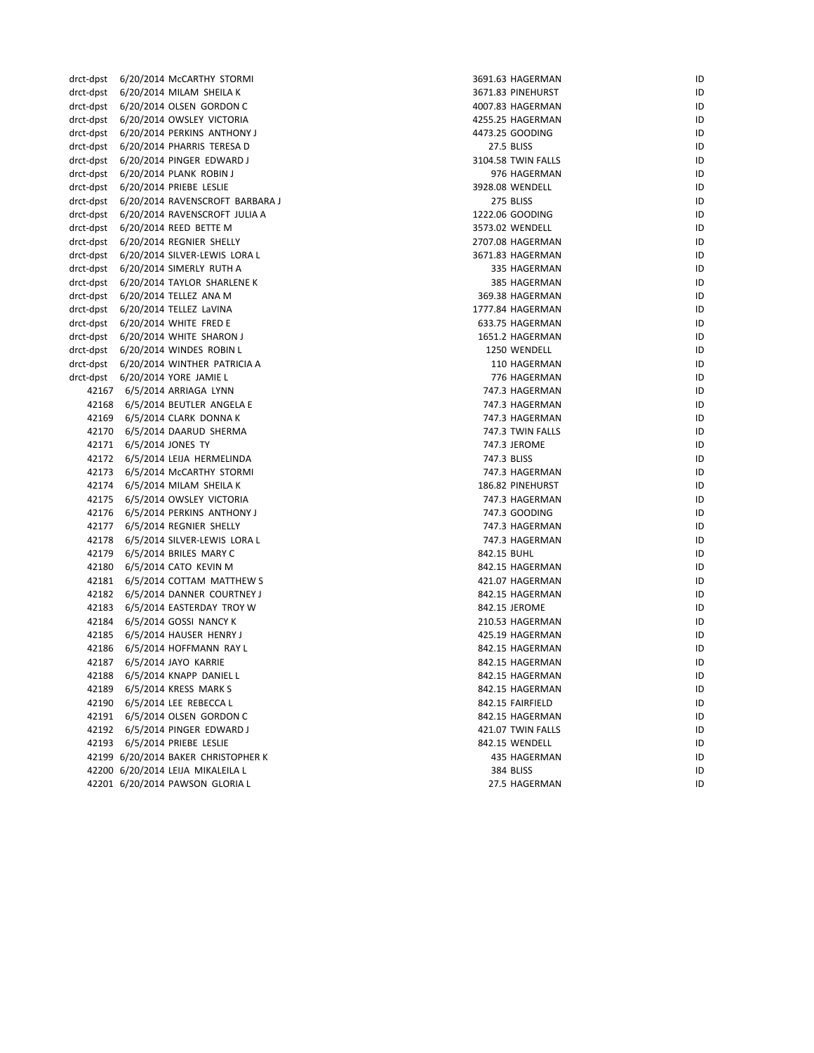| | | | | | |
|---|---|---|---|---|---|
| drct-dpst | 6/20/2014 | McCARTHY STORMI | 3691.63 | HAGERMAN | ID |
| drct-dpst | 6/20/2014 | MILAM SHEILA K | 3671.83 | PINEHURST | ID |
| drct-dpst | 6/20/2014 | OLSEN GORDON C | 4007.83 | HAGERMAN | ID |
| drct-dpst | 6/20/2014 | OWSLEY VICTORIA | 4255.25 | HAGERMAN | ID |
| drct-dpst | 6/20/2014 | PERKINS ANTHONY J | 4473.25 | GOODING | ID |
| drct-dpst | 6/20/2014 | PHARRIS TERESA D | 27.5 | BLISS | ID |
| drct-dpst | 6/20/2014 | PINGER EDWARD J | 3104.58 | TWIN FALLS | ID |
| drct-dpst | 6/20/2014 | PLANK ROBIN J | 976 | HAGERMAN | ID |
| drct-dpst | 6/20/2014 | PRIEBE LESLIE | 3928.08 | WENDELL | ID |
| drct-dpst | 6/20/2014 | RAVENSCROFT BARBARA J | 275 | BLISS | ID |
| drct-dpst | 6/20/2014 | RAVENSCROFT JULIA A | 1222.06 | GOODING | ID |
| drct-dpst | 6/20/2014 | REED BETTE M | 3573.02 | WENDELL | ID |
| drct-dpst | 6/20/2014 | REGNIER SHELLY | 2707.08 | HAGERMAN | ID |
| drct-dpst | 6/20/2014 | SILVER-LEWIS LORA L | 3671.83 | HAGERMAN | ID |
| drct-dpst | 6/20/2014 | SIMERLY RUTH A | 335 | HAGERMAN | ID |
| drct-dpst | 6/20/2014 | TAYLOR SHARLENE K | 385 | HAGERMAN | ID |
| drct-dpst | 6/20/2014 | TELLEZ ANA M | 369.38 | HAGERMAN | ID |
| drct-dpst | 6/20/2014 | TELLEZ LaVINA | 1777.84 | HAGERMAN | ID |
| drct-dpst | 6/20/2014 | WHITE FRED E | 633.75 | HAGERMAN | ID |
| drct-dpst | 6/20/2014 | WHITE SHARON J | 1651.2 | HAGERMAN | ID |
| drct-dpst | 6/20/2014 | WINDES ROBIN L | 1250 | WENDELL | ID |
| drct-dpst | 6/20/2014 | WINTHER PATRICIA A | 110 | HAGERMAN | ID |
| drct-dpst | 6/20/2014 | YORE JAMIE L | 776 | HAGERMAN | ID |
| 42167 | 6/5/2014 | ARRIAGA LYNN | 747.3 | HAGERMAN | ID |
| 42168 | 6/5/2014 | BEUTLER ANGELA E | 747.3 | HAGERMAN | ID |
| 42169 | 6/5/2014 | CLARK DONNA K | 747.3 | HAGERMAN | ID |
| 42170 | 6/5/2014 | DAARUD SHERMA | 747.3 | TWIN FALLS | ID |
| 42171 | 6/5/2014 | JONES TY | 747.3 | JEROME | ID |
| 42172 | 6/5/2014 | LEIJA HERMELINDA | 747.3 | BLISS | ID |
| 42173 | 6/5/2014 | McCARTHY STORMI | 747.3 | HAGERMAN | ID |
| 42174 | 6/5/2014 | MILAM SHEILA K | 186.82 | PINEHURST | ID |
| 42175 | 6/5/2014 | OWSLEY VICTORIA | 747.3 | HAGERMAN | ID |
| 42176 | 6/5/2014 | PERKINS ANTHONY J | 747.3 | GOODING | ID |
| 42177 | 6/5/2014 | REGNIER SHELLY | 747.3 | HAGERMAN | ID |
| 42178 | 6/5/2014 | SILVER-LEWIS LORA L | 747.3 | HAGERMAN | ID |
| 42179 | 6/5/2014 | BRILES MARY C | 842.15 | BUHL | ID |
| 42180 | 6/5/2014 | CATO KEVIN M | 842.15 | HAGERMAN | ID |
| 42181 | 6/5/2014 | COTTAM MATTHEW S | 421.07 | HAGERMAN | ID |
| 42182 | 6/5/2014 | DANNER COURTNEY J | 842.15 | HAGERMAN | ID |
| 42183 | 6/5/2014 | EASTERDAY TROY W | 842.15 | JEROME | ID |
| 42184 | 6/5/2014 | GOSSI NANCY K | 210.53 | HAGERMAN | ID |
| 42185 | 6/5/2014 | HAUSER HENRY J | 425.19 | HAGERMAN | ID |
| 42186 | 6/5/2014 | HOFFMANN RAY L | 842.15 | HAGERMAN | ID |
| 42187 | 6/5/2014 | JAYO KARRIE | 842.15 | HAGERMAN | ID |
| 42188 | 6/5/2014 | KNAPP DANIEL L | 842.15 | HAGERMAN | ID |
| 42189 | 6/5/2014 | KRESS MARK S | 842.15 | HAGERMAN | ID |
| 42190 | 6/5/2014 | LEE REBECCA L | 842.15 | FAIRFIELD | ID |
| 42191 | 6/5/2014 | OLSEN GORDON C | 842.15 | HAGERMAN | ID |
| 42192 | 6/5/2014 | PINGER EDWARD J | 421.07 | TWIN FALLS | ID |
| 42193 | 6/5/2014 | PRIEBE LESLIE | 842.15 | WENDELL | ID |
| 42199 | 6/20/2014 | BAKER CHRISTOPHER K | 435 | HAGERMAN | ID |
| 42200 | 6/20/2014 | LEIJA MIKALEILA L | 384 | BLISS | ID |
| 42201 | 6/20/2014 | PAWSON GLORIA L | 27.5 | HAGERMAN | ID |